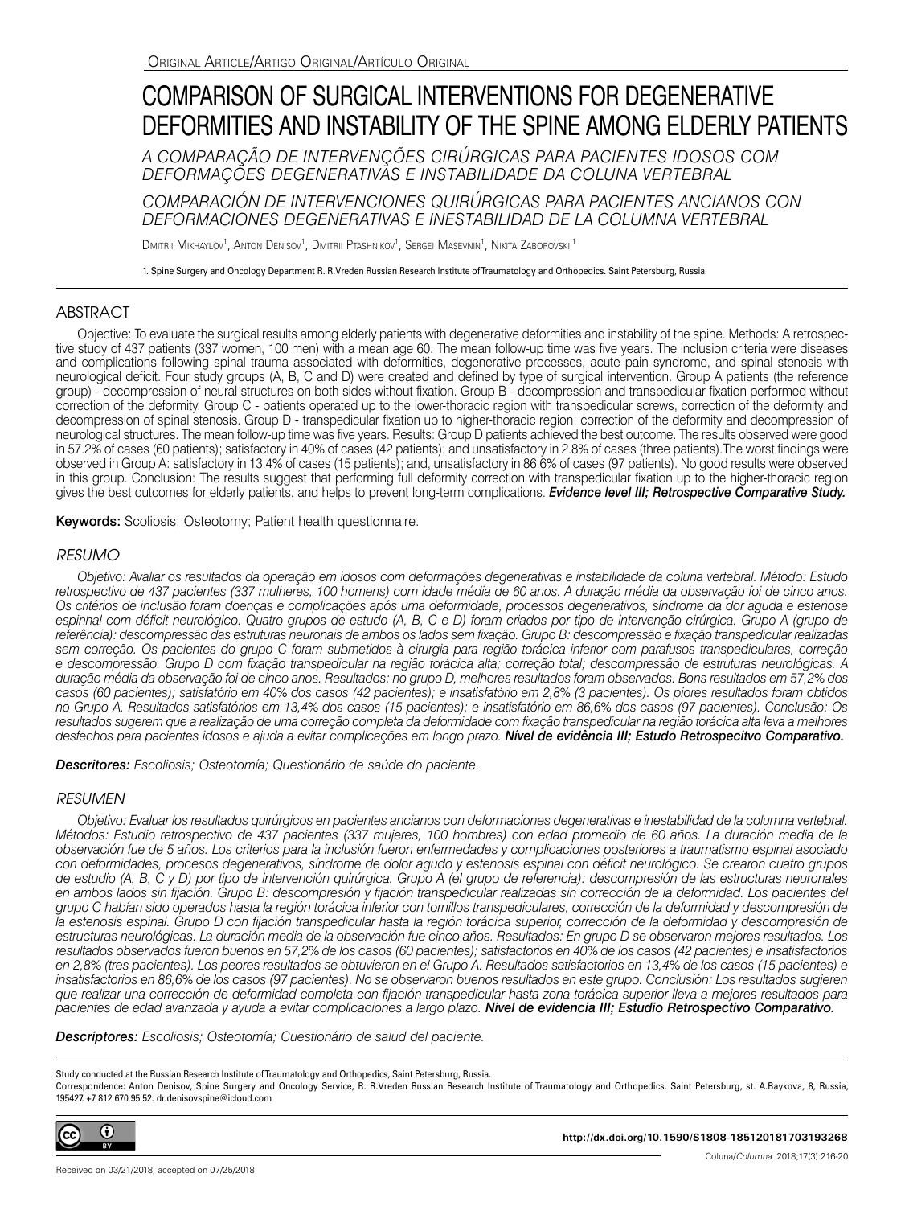Original Article/Artigo Original/Artículo Original

# COMPARISON OF SURGICAL INTERVENTIONS FOR DEGENERATIVE DEFORMITIES AND INSTABILITY OF THE SPINE AMONG ELDERLY PATIENTS

*A COMPARAÇÃO DE INTERVENÇÕES CIRÚRGICAS PARA PACIENTES IDOSOS COM DEFORMAÇÕES DEGENERATIVAS E INSTABILIDADE DA COLUNA VERTEBRAL*

*COMPARACIÓN DE INTERVENCIONES QUIRÚRGICAS PARA PACIENTES ANCIANOS CON DEFORMACIONES DEGENERATIVAS E INESTABILIDAD DE LA COLUMNA VERTEBRAL*

Dmitrii Mikhaylov[1], Anton Denisov[1], Dmitrii Ptashnikov[1], Sergei Masevnin[1], Nikita Zaborovskii[1]

1. Spine Surgery and Oncology Department R. R.Vreden Russian Research Institute of Traumatology and Orthopedics. Saint Petersburg, Russia.

## ABSTRACT

Objective: To evaluate the surgical results among elderly patients with degenerative deformities and instability of the spine. Methods: A retrospective study of 437 patients (337 women, 100 men) with a mean age 60. The mean follow-up time was five years. The inclusion criteria were diseases and complications following spinal trauma associated with deformities, degenerative processes, acute pain syndrome, and spinal stenosis with neurological deficit. Four study groups (A, B, C and D) were created and defined by type of surgical intervention. Group A patients (the reference group) - decompression of neural structures on both sides without fixation. Group B - decompression and transpedicular fixation performed without correction of the deformity. Group C - patients operated up to the lower-thoracic region with transpedicular screws, correction of the deformity and decompression of spinal stenosis. Group D - transpedicular fixation up to higher-thoracic region; correction of the deformity and decompression of neurological structures. The mean follow-up time was five years. Results: Group D patients achieved the best outcome. The results observed were good in 57.2% of cases (60 patients); satisfactory in 40% of cases (42 patients); and unsatisfactory in 2.8% of cases (three patients).The worst findings were observed in Group A: satisfactory in 13.4% of cases (15 patients); and, unsatisfactory in 86.6% of cases (97 patients). No good results were observed in this group. Conclusion: The results suggest that performing full deformity correction with transpedicular fixation up to the higher-thoracic region gives the best outcomes for elderly patients, and helps to prevent long-term complications. ***Evidence level III; Retrospective Comparative Study.***

**Keywords:** Scoliosis; Osteotomy; Patient health questionnaire.

## *RESUMO*

*Objetivo: Avaliar os resultados da operação em idosos com deformações degenerativas e instabilidade da coluna vertebral. Método: Estudo retrospectivo de 437 pacientes (337 mulheres, 100 homens) com idade média de 60 anos. A duração média da observação foi de cinco anos. Os critérios de inclusão foram doenças e complicações após uma deformidade, processos degenerativos, síndrome da dor aguda e estenose espinhal com déficit neurológico. Quatro grupos de estudo (A, B, C e D) foram criados por tipo de intervenção cirúrgica. Grupo A (grupo de referência): descompressão das estruturas neuronais de ambos os lados sem fixação. Grupo B: descompressão e fixação transpedicular realizadas sem correção. Os pacientes do grupo C foram submetidos à cirurgia para região torácica inferior com parafusos transpediculares, correção e descompressão. Grupo D com fixação transpedicular na região torácica alta; correção total; descompressão de estruturas neurológicas. A duração média da observação foi de cinco anos. Resultados: no grupo D, melhores resultados foram observados. Bons resultados em 57,2% dos casos (60 pacientes); satisfatório em 40% dos casos (42 pacientes); e insatisfatório em 2,8% (3 pacientes). Os piores resultados foram obtidos no Grupo A. Resultados satisfatórios em 13,4% dos casos (15 pacientes); e insatisfatório em 86,6% dos casos (97 pacientes). Conclusão: Os resultados sugerem que a realização de uma correção completa da deformidade com fixação transpedicular na região torácica alta leva a melhores desfechos para pacientes idosos e ajuda a evitar complicações em longo prazo.* ***Nível de evidência III; Estudo Retrospecitvo Comparativo.***

***Descritores:*** *Escoliosis; Osteotomía; Questionário de saúde do paciente.*

## *RESUMEN*

*Objetivo: Evaluar los resultados quirúrgicos en pacientes ancianos con deformaciones degenerativas e inestabilidad de la columna vertebral. Métodos: Estudio retrospectivo de 437 pacientes (337 mujeres, 100 hombres) con edad promedio de 60 años. La duración media de la observación fue de 5 años. Los criterios para la inclusión fueron enfermedades y complicaciones posteriores a traumatismo espinal asociado con deformidades, procesos degenerativos, síndrome de dolor agudo y estenosis espinal con déficit neurológico. Se crearon cuatro grupos de estudio (A, B, C y D) por tipo de intervención quirúrgica. Grupo A (el grupo de referencia): descompresión de las estructuras neuronales en ambos lados sin fijación. Grupo B: descompresión y fijación transpedicular realizadas sin corrección de la deformidad. Los pacientes del grupo C habían sido operados hasta la región torácica inferior con tornillos transpediculares, corrección de la deformidad y descompresión de la estenosis espinal. Grupo D con fijación transpedicular hasta la región torácica superior, corrección de la deformidad y descompresión de estructuras neurológicas. La duración media de la observación fue cinco años. Resultados: En grupo D se observaron mejores resultados. Los resultados observados fueron buenos en 57,2% de los casos (60 pacientes); satisfactorios en 40% de los casos (42 pacientes) e insatisfactorios en 2,8% (tres pacientes). Los peores resultados se obtuvieron en el Grupo A. Resultados satisfactorios en 13,4% de los casos (15 pacientes) e insatisfactorios en 86,6% de los casos (97 pacientes). No se observaron buenos resultados en este grupo. Conclusión: Los resultados sugieren que realizar una corrección de deformidad completa con fijación transpedicular hasta zona torácica superior lleva a mejores resultados para pacientes de edad avanzada y ayuda a evitar complicaciones a largo plazo.* ***Nivel de evidencia III; Estudio Retrospectivo Comparativo.***

***Descriptores:*** *Escoliosis; Osteotomía; Cuestionário de salud del paciente.*

Study conducted at the Russian Research Institute of Traumatology and Orthopedics, Saint Petersburg, Russia.
Correspondence: Anton Denisov, Spine Surgery and Oncology Service, R. R.Vreden Russian Research Institute of Traumatology and Orthopedics. Saint Petersburg, st. A.Baykova, 8, Russia, 195427. +7 812 670 95 52. dr.denisovspine@icloud.com

http://dx.doi.org/10.1590/S1808-185120181703193268

Received on 03/21/2018, accepted on 07/25/2018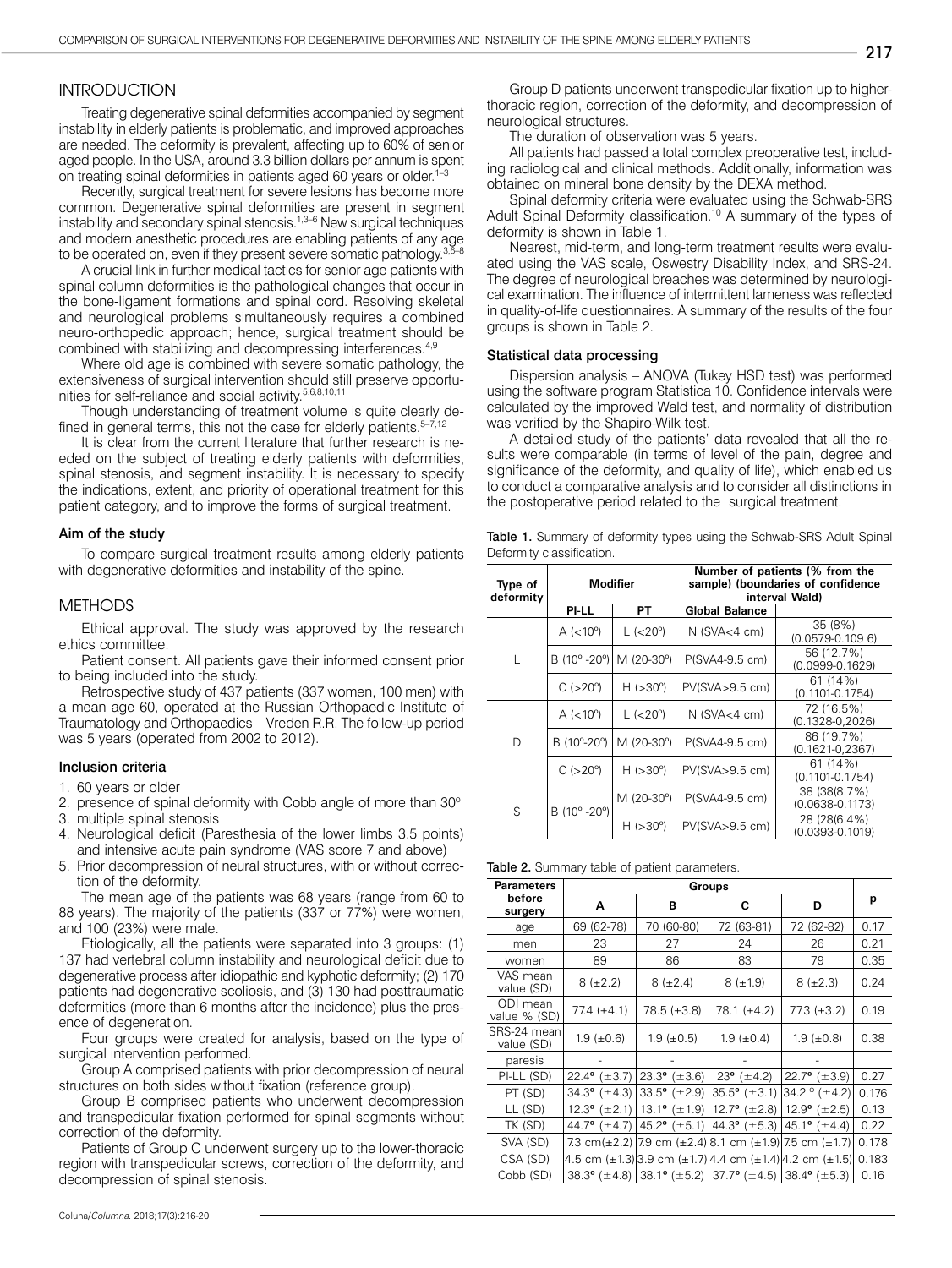## INTRODUCTION

Treating degenerative spinal deformities accompanied by segment instability in elderly patients is problematic, and improved approaches are needed. The deformity is prevalent, affecting up to 60% of senior aged people. In the USA, around 3.3 billion dollars per annum is spent on treating spinal deformities in patients aged 60 years or older.[1–3]

Recently, surgical treatment for severe lesions has become more common. Degenerative spinal deformities are present in segment instability and secondary spinal stenosis.[1,3–6] New surgical techniques and modern anesthetic procedures are enabling patients of any age to be operated on, even if they present severe somatic pathology.[3,6–8]

A crucial link in further medical tactics for senior age patients with spinal column deformities is the pathological changes that occur in the bone-ligament formations and spinal cord. Resolving skeletal and neurological problems simultaneously requires a combined neuro-orthopedic approach; hence, surgical treatment should be combined with stabilizing and decompressing interferences.[4,9]

Where old age is combined with severe somatic pathology, the extensiveness of surgical intervention should still preserve opportunities for self-reliance and social activity.[5,6,8,10,11]

Though understanding of treatment volume is quite clearly defined in general terms, this not the case for elderly patients.[5–7,12]

It is clear from the current literature that further research is needed on the subject of treating elderly patients with deformities, spinal stenosis, and segment instability. It is necessary to specify the indications, extent, and priority of operational treatment for this patient category, and to improve the forms of surgical treatment.

### Aim of the study

To compare surgical treatment results among elderly patients with degenerative deformities and instability of the spine.

## METHODS

Ethical approval. The study was approved by the research ethics committee.

Patient consent. All patients gave their informed consent prior to being included into the study.

Retrospective study of 437 patients (337 women, 100 men) with a mean age 60, operated at the Russian Orthopaedic Institute of Traumatology and Orthopaedics – Vreden R.R. The follow-up period was 5 years (operated from 2002 to 2012).

### Inclusion criteria

1. 60 years or older
2. presence of spinal deformity with Cobb angle of more than 30°
3. multiple spinal stenosis
4. Neurological deficit (Paresthesia of the lower limbs 3.5 points) and intensive acute pain syndrome (VAS score 7 and above)
5. Prior decompression of neural structures, with or without correction of the deformity.

The mean age of the patients was 68 years (range from 60 to 88 years). The majority of the patients (337 or 77%) were women, and 100 (23%) were male.

Etiologically, all the patients were separated into 3 groups: (1) 137 had vertebral column instability and neurological deficit due to degenerative process after idiopathic and kyphotic deformity; (2) 170 patients had degenerative scoliosis, and (3) 130 had posttraumatic deformities (more than 6 months after the incidence) plus the presence of degeneration.

Four groups were created for analysis, based on the type of surgical intervention performed.

Group A comprised patients with prior decompression of neural structures on both sides without fixation (reference group).

Group B comprised patients who underwent decompression and transpedicular fixation performed for spinal segments without correction of the deformity.

Patients of Group C underwent surgery up to the lower-thoracic region with transpedicular screws, correction of the deformity, and decompression of spinal stenosis.

Group D patients underwent transpedicular fixation up to higher-thoracic region, correction of the deformity, and decompression of neurological structures.

The duration of observation was 5 years.

All patients had passed a total complex preoperative test, including radiological and clinical methods. Additionally, information was obtained on mineral bone density by the DEXA method.

Spinal deformity criteria were evaluated using the Schwab-SRS Adult Spinal Deformity classification.[10] A summary of the types of deformity is shown in Table 1.

Nearest, mid-term, and long-term treatment results were evaluated using the VAS scale, Oswestry Disability Index, and SRS-24. The degree of neurological breaches was determined by neurological examination. The influence of intermittent lameness was reflected in quality-of-life questionnaires. A summary of the results of the four groups is shown in Table 2.

### Statistical data processing

Dispersion analysis – ANOVA (Tukey HSD test) was performed using the software program Statistica 10. Confidence intervals were calculated by the improved Wald test, and normality of distribution was verified by the Shapiro-Wilk test.

A detailed study of the patients' data revealed that all the results were comparable (in terms of level of the pain, degree and significance of the deformity, and quality of life), which enabled us to conduct a comparative analysis and to consider all distinctions in the postoperative period related to the surgical treatment.

**Table 1.** Summary of deformity types using the Schwab-SRS Adult Spinal Deformity classification.

| Type of deformity | Modifier | | Number of patients (% from the sample) (boundaries of confidence interval Wald) | |
|---|---|---|---|---|
| | PI-LL | PT | Global Balance | |
| L | A (<10°) | L (<20°) | N (SVA<4 cm) | 35 (8%) (0.0579-0.109 6) |
| | B (10° -20°) | M (20-30°) | P(SVA4-9.5 cm) | 56 (12.7%) (0.0999-0.1629) |
| | C (>20°) | H (>30°) | PV(SVA>9.5 cm) | 61 (14%) (0.1101-0.1754) |
| D | A (<10°) | L (<20°) | N (SVA<4 cm) | 72 (16.5%) (0.1328-0,2026) |
| | B (10°-20°) | M (20-30°) | P(SVA4-9.5 cm) | 86 (19.7%) (0.1621-0.2367) |
| | C (>20°) | H (>30°) | PV(SVA>9.5 cm) | 61 (14%) (0.1101-0.1754) |
| S | B (10° -20°) | M (20-30°) | P(SVA4-9.5 cm) | 38 (38(8.7%) (0.0638-0.1173) |
| | | H (>30°) | PV(SVA>9.5 cm) | 28 (28(6.4%) (0.0393-0.1019) |

**Table 2.** Summary table of patient parameters.

| Parameters before surgery | Groups | | | | p |
|---|---|---|---|---|---|
| | A | B | C | D | |
| age | 69 (62-78) | 70 (60-80) | 72 (63-81) | 72 (62-82) | 0.17 |
| men | 23 | 27 | 24 | 26 | 0.21 |
| women | 89 | 86 | 83 | 79 | 0.35 |
| VAS mean value (SD) | 8 (±2.2) | 8 (±2.4) | 8 (±1.9) | 8 (±2.3) | 0.24 |
| ODI mean value % (SD) | 77.4 (±4.1) | 78.5 (±3.8) | 78.1 (±4.2) | 77.3 (±3.2) | 0.19 |
| SRS-24 mean value (SD) | 1.9 (±0.6) | 1.9 (±0.5) | 1.9 (±0.4) | 1.9 (±0.8) | 0.38 |
| paresis | - | - | - | - | |
| PI-LL (SD) | 22.4° (±3.7) | 23.3° (±3.6) | 23° (±4.2) | 22.7° (±3.9) | 0.27 |
| PT (SD) | 34.3° (±4.3) | 33.5° (±2.9) | 35.5° (±3.1) | 34.2 ° (±4.2) | 0.176 |
| LL (SD) | 12.3° (±2.1) | 13.1° (±1.9) | 12.7° (±2.8) | 12.9° (±2.5) | 0.13 |
| TK (SD) | 44.7° (±4.7) | 45.2° (±5.1) | 44.3° (±5.3) | 45.1° (±4.4) | 0.22 |
| SVA (SD) | 7.3 cm(±2.2) | 7.9 cm (±2.4) | 8.1 cm (±1.9) | 7.5 cm (±1.7) | 0.178 |
| CSA (SD) | 4.5 cm (±1.3) | 3.9 cm (±1.7) | 4.4 cm (±1.4) | 4.2 cm (±1.5) | 0.183 |
| Cobb (SD) | 38.3° (±4.8) | 38.1° (±5.2) | 37.7° (±4.5) | 38.4° (±5.3) | 0.16 |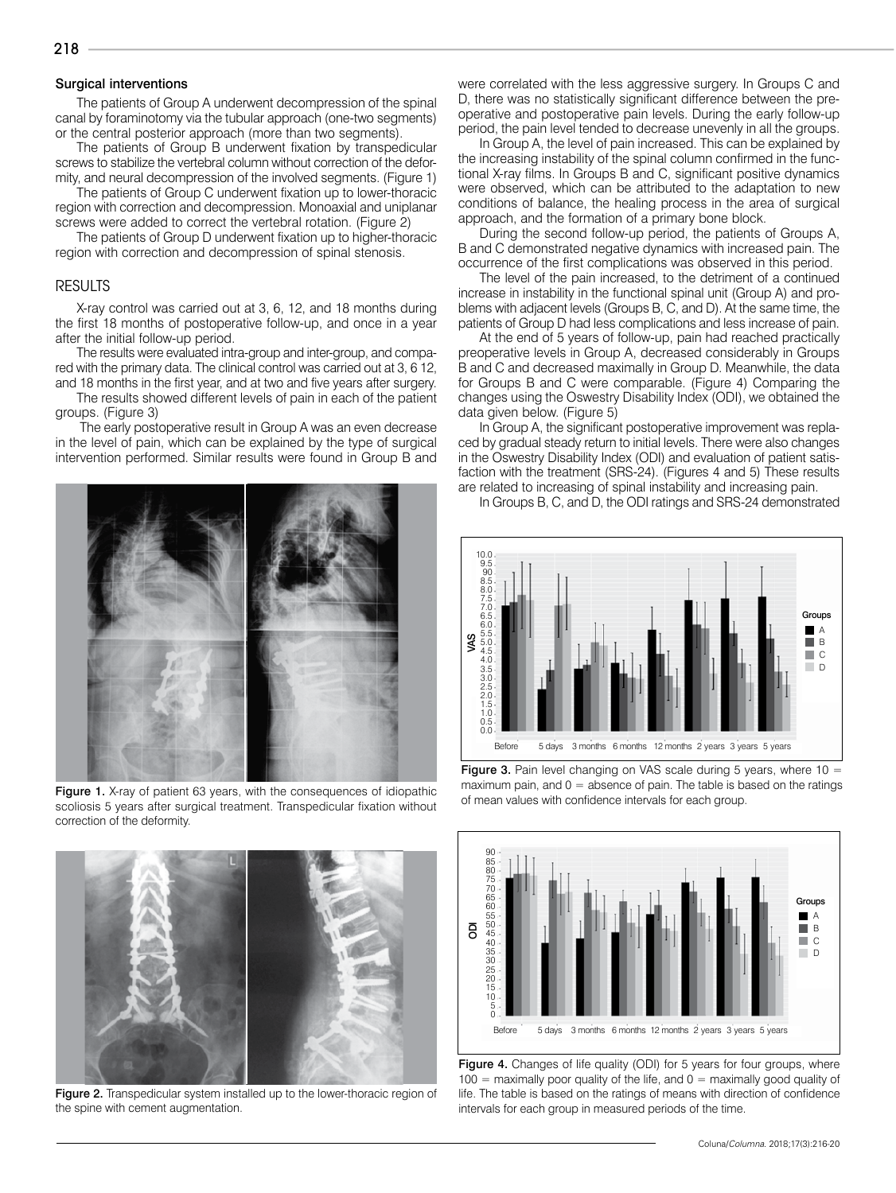### Surgical interventions

The patients of Group A underwent decompression of the spinal canal by foraminotomy via the tubular approach (one-two segments) or the central posterior approach (more than two segments).

The patients of Group B underwent fixation by transpedicular screws to stabilize the vertebral column without correction of the deformity, and neural decompression of the involved segments. (Figure 1)

The patients of Group C underwent fixation up to lower-thoracic region with correction and decompression. Monoaxial and uniplanar screws were added to correct the vertebral rotation. (Figure 2)

The patients of Group D underwent fixation up to higher-thoracic region with correction and decompression of spinal stenosis.

## RESULTS

X-ray control was carried out at 3, 6, 12, and 18 months during the first 18 months of postoperative follow-up, and once in a year after the initial follow-up period.

The results were evaluated intra-group and inter-group, and compared with the primary data. The clinical control was carried out at 3, 6 12, and 18 months in the first year, and at two and five years after surgery.

The results showed different levels of pain in each of the patient groups. (Figure 3)

The early postoperative result in Group A was an even decrease in the level of pain, which can be explained by the type of surgical intervention performed. Similar results were found in Group B and were correlated with the less aggressive surgery. In Groups C and D, there was no statistically significant difference between the preoperative and postoperative pain levels. During the early follow-up period, the pain level tended to decrease unevenly in all the groups.

In Group A, the level of pain increased. This can be explained by the increasing instability of the spinal column confirmed in the functional X-ray films. In Groups B and C, significant positive dynamics were observed, which can be attributed to the adaptation to new conditions of balance, the healing process in the area of surgical approach, and the formation of a primary bone block.

During the second follow-up period, the patients of Groups A, B and C demonstrated negative dynamics with increased pain. The occurrence of the first complications was observed in this period.

The level of the pain increased, to the detriment of a continued increase in instability in the functional spinal unit (Group A) and problems with adjacent levels (Groups B, C, and D). At the same time, the patients of Group D had less complications and less increase of pain.

At the end of 5 years of follow-up, pain had reached practically preoperative levels in Group A, decreased considerably in Groups B and C and decreased maximally in Group D. Meanwhile, the data for Groups B and C were comparable. (Figure 4) Comparing the changes using the Oswestry Disability Index (ODI), we obtained the data given below. (Figure 5)

In Group A, the significant postoperative improvement was replaced by gradual steady return to initial levels. There were also changes in the Oswestry Disability Index (ODI) and evaluation of patient satisfaction with the treatment (SRS-24). (Figures 4 and 5) These results are related to increasing of spinal instability and increasing pain.

In Groups B, C, and D, the ODI ratings and SRS-24 demonstrated

**Figure 1.** X-ray of patient 63 years, with the consequences of idiopathic scoliosis 5 years after surgical treatment. Transpedicular fixation without correction of the deformity.

**Figure 2.** Transpedicular system installed up to the lower-thoracic region of the spine with cement augmentation.

**Figure 3.** Pain level changing on VAS scale during 5 years, where 10 = maximum pain, and 0 = absence of pain. The table is based on the ratings of mean values with confidence intervals for each group.

**Figure 4.** Changes of life quality (ODI) for 5 years for four groups, where 100 = maximally poor quality of the life, and 0 = maximally good quality of life. The table is based on the ratings of means with direction of confidence intervals for each group in measured periods of the time.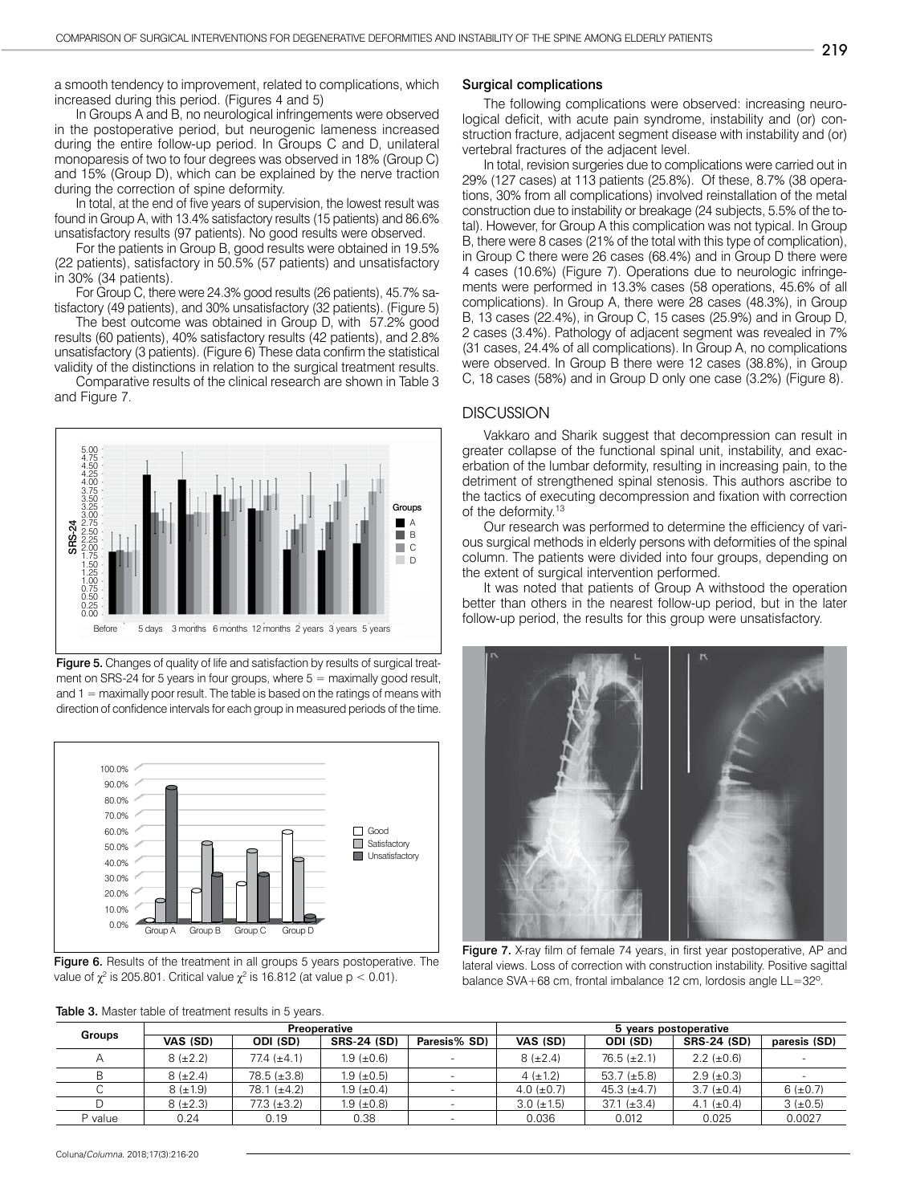a smooth tendency to improvement, related to complications, which increased during this period. (Figures 4 and 5)

In Groups A and B, no neurological infringements were observed in the postoperative period, but neurogenic lameness increased during the entire follow-up period. In Groups C and D, unilateral monoparesis of two to four degrees was observed in 18% (Group C) and 15% (Group D), which can be explained by the nerve traction during the correction of spine deformity.

In total, at the end of five years of supervision, the lowest result was found in Group A, with 13.4% satisfactory results (15 patients) and 86.6% unsatisfactory results (97 patients). No good results were observed.

For the patients in Group B, good results were obtained in 19.5% (22 patients), satisfactory in 50.5% (57 patients) and unsatisfactory in 30% (34 patients).

For Group C, there were 24.3% good results (26 patients), 45.7% satisfactory (49 patients), and 30% unsatisfactory (32 patients). (Figure 5)

The best outcome was obtained in Group D, with 57.2% good results (60 patients), 40% satisfactory results (42 patients), and 2.8% unsatisfactory (3 patients). (Figure 6) These data confirm the statistical validity of the distinctions in relation to the surgical treatment results.

Comparative results of the clinical research are shown in Table 3 and Figure 7.

**Figure 5.** Changes of quality of life and satisfaction by results of surgical treatment on SRS-24 for 5 years in four groups, where 5 = maximally good result, and 1 = maximally poor result. The table is based on the ratings of means with direction of confidence intervals for each group in measured periods of the time.

**Figure 6.** Results of the treatment in all groups 5 years postoperative. The value of $\chi^2$ is 205.801. Critical value $\chi^2$ is 16.812 (at value $p < 0.01$).

**Table 3.** Master table of treatment results in 5 years.

| Groups | Preoperative | | | | 5 years postoperative | | | |
|---|---|---|---|---|---|---|---|---|
| | VAS (SD) | ODI (SD) | SRS-24 (SD) | Paresis% SD) | VAS (SD) | ODI (SD) | SRS-24 (SD) | paresis (SD) |
| A | 8 (±2.2) | 77.4 (±4.1) | 1.9 (±0.6) | - | 8 (±2.4) | 76.5 (±2.1) | 2.2 (±0.6) | - |
| B | 8 (±2.4) | 78.5 (±3.8) | 1.9 (±0.5) | - | 4 (±1.2) | 53.7 (±5.8) | 2.9 (±0.3) | - |
| C | 8 (±1.9) | 78.1 (±4.2) | 1.9 (±0.4) | - | 4.0 (±0.7) | 45.3 (±4.7) | 3.7 (±0.4) | 6 (±0.7) |
| D | 8 (±2.3) | 77.3 (±3.2) | 1.9 (±0.8) | - | 3.0 (±1.5) | 37.1 (±3.4) | 4.1 (±0.4) | 3 (±0.5) |
| P value | 0.24 | 0.19 | 0.38 | - | 0.036 | 0.012 | 0.025 | 0.0027 |

### Surgical complications

The following complications were observed: increasing neurological deficit, with acute pain syndrome, instability and (or) construction fracture, adjacent segment disease with instability and (or) vertebral fractures of the adjacent level.

In total, revision surgeries due to complications were carried out in 29% (127 cases) at 113 patients (25.8%). Of these, 8.7% (38 operations, 30% from all complications) involved reinstallation of the metal construction due to instability or breakage (24 subjects, 5.5% of the total). However, for Group A this complication was not typical. In Group B, there were 8 cases (21% of the total with this type of complication), in Group C there were 26 cases (68.4%) and in Group D there were 4 cases (10.6%) (Figure 7). Operations due to neurologic infringements were performed in 13.3% cases (58 operations, 45.6% of all complications). In Group A, there were 28 cases (48.3%), in Group B, 13 cases (22.4%), in Group C, 15 cases (25.9%) and in Group D, 2 cases (3.4%). Pathology of adjacent segment was revealed in 7% (31 cases, 24.4% of all complications). In Group A, no complications were observed. In Group B there were 12 cases (38.8%), in Group C, 18 cases (58%) and in Group D only one case (3.2%) (Figure 8).

## DISCUSSION

Vakkaro and Sharik suggest that decompression can result in greater collapse of the functional spinal unit, instability, and exacerbation of the lumbar deformity, resulting in increasing pain, to the detriment of strengthened spinal stenosis. This authors ascribe to the tactics of executing decompression and fixation with correction of the deformity.[13]

Our research was performed to determine the efficiency of various surgical methods in elderly persons with deformities of the spinal column. The patients were divided into four groups, depending on the extent of surgical intervention performed.

It was noted that patients of Group A withstood the operation better than others in the nearest follow-up period, but in the later follow-up period, the results for this group were unsatisfactory.

**Figure 7.** X-ray film of female 74 years, in first year postoperative, AP and lateral views. Loss of correction with construction instability. Positive sagittal balance SVA+68 cm, frontal imbalance 12 cm, lordosis angle LL=32°.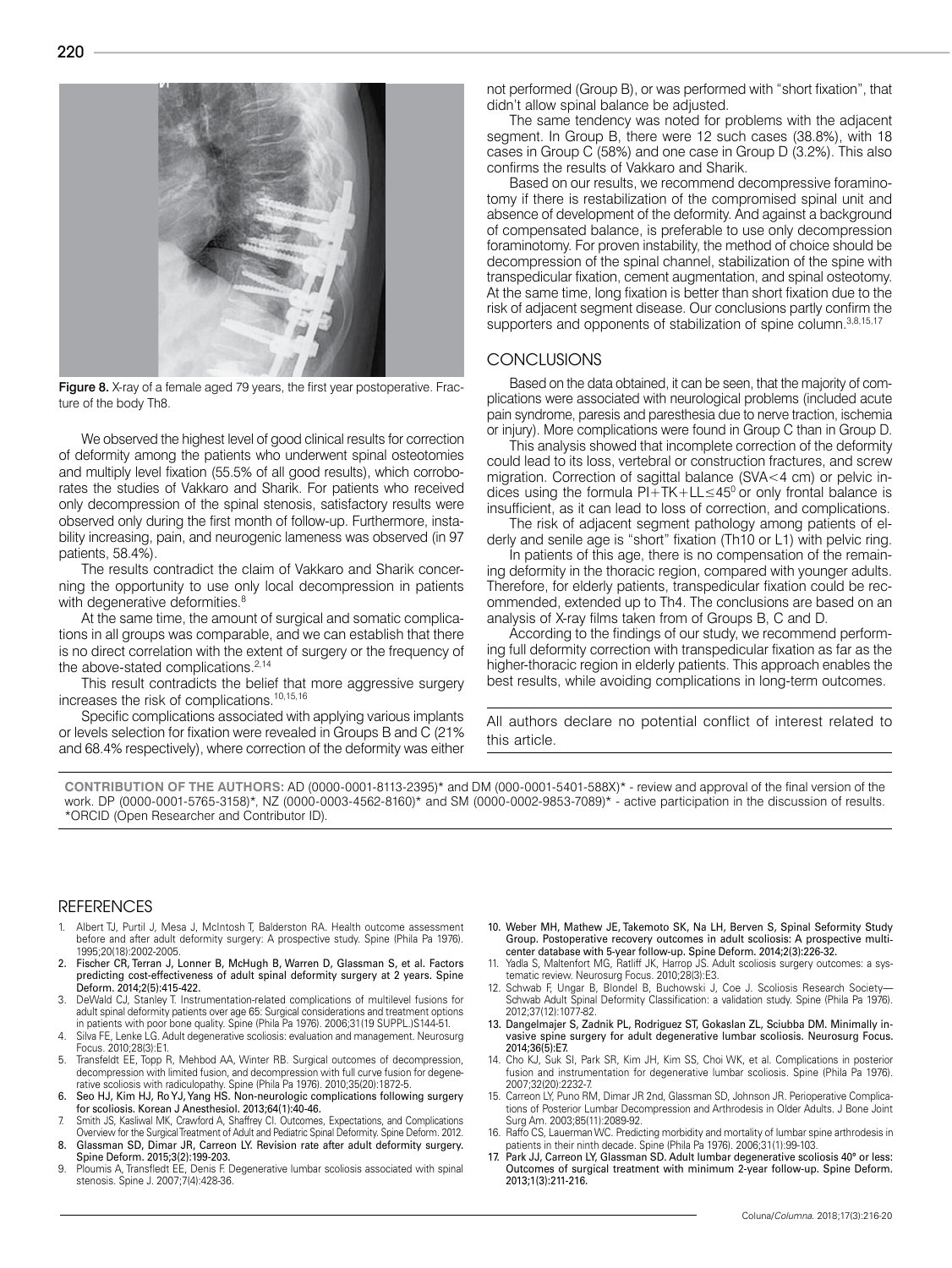Figure 8. X-ray of a female aged 79 years, the first year postoperative. Fracture of the body Th8.

We observed the highest level of good clinical results for correction of deformity among the patients who underwent spinal osteotomies and multiply level fixation (55.5% of all good results), which corroborates the studies of Vakkaro and Sharik. For patients who received only decompression of the spinal stenosis, satisfactory results were observed only during the first month of follow-up. Furthermore, instability increasing, pain, and neurogenic lameness was observed (in 97 patients, 58.4%).

The results contradict the claim of Vakkaro and Sharik concerning the opportunity to use only local decompression in patients with degenerative deformities.[8]

At the same time, the amount of surgical and somatic complications in all groups was comparable, and we can establish that there is no direct correlation with the extent of surgery or the frequency of the above-stated complications.[2,14]

This result contradicts the belief that more aggressive surgery increases the risk of complications.[10,15,16]

Specific complications associated with applying various implants or levels selection for fixation were revealed in Groups B and C (21% and 68.4% respectively), where correction of the deformity was either not performed (Group B), or was performed with "short fixation", that didn't allow spinal balance be adjusted.

The same tendency was noted for problems with the adjacent segment. In Group B, there were 12 such cases (38.8%), with 18 cases in Group C (58%) and one case in Group D (3.2%). This also confirms the results of Vakkaro and Sharik.

Based on our results, we recommend decompressive foraminotomy if there is restabilization of the compromised spinal unit and absence of development of the deformity. And against a background of compensated balance, is preferable to use only decompression foraminotomy. For proven instability, the method of choice should be decompression of the spinal channel, stabilization of the spine with transpedicular fixation, cement augmentation, and spinal osteotomy. At the same time, long fixation is better than short fixation due to the risk of adjacent segment disease. Our conclusions partly confirm the supporters and opponents of stabilization of spine column.[3,8,15,17]

## CONCLUSIONS

Based on the data obtained, it can be seen, that the majority of complications were associated with neurological problems (included acute pain syndrome, paresis and paresthesia due to nerve traction, ischemia or injury). More complications were found in Group C than in Group D.

This analysis showed that incomplete correction of the deformity could lead to its loss, vertebral or construction fractures, and screw migration. Correction of sagittal balance (SVA<4 cm) or pelvic indices using the formula $PI+TK+LL \leq 45^0$ or only frontal balance is insufficient, as it can lead to loss of correction, and complications.

The risk of adjacent segment pathology among patients of elderly and senile age is "short" fixation (Th10 or L1) with pelvic ring.

In patients of this age, there is no compensation of the remaining deformity in the thoracic region, compared with younger adults. Therefore, for elderly patients, transpedicular fixation could be recommended, extended up to Th4. The conclusions are based on an analysis of X-ray films taken from of Groups B, C and D.

According to the findings of our study, we recommend performing full deformity correction with transpedicular fixation as far as the higher-thoracic region in elderly patients. This approach enables the best results, while avoiding complications in long-term outcomes.

All authors declare no potential conflict of interest related to this article.

**CONTRIBUTION OF THE AUTHORS:** AD (0000-0001-8113-2395)* and DM (000-0001-5401-588X)* - review and approval of the final version of the work. DP (0000-0001-5765-3158)*, NZ (0000-0003-4562-8160)* and SM (0000-0002-9853-7089)* - active participation in the discussion of results. *ORCID (Open Researcher and Contributor ID).

## REFERENCES

1. Albert TJ, Purtil J, Mesa J, McIntosh T, Balderston RA. Health outcome assessment before and after adult deformity surgery: A prospective study. Spine (Phila Pa 1976). 1995;20(18):2002-2005.
2. Fischer CR, Terran J, Lonner B, McHugh B, Warren D, Glassman S, et al. Factors predicting cost-effectiveness of adult spinal deformity surgery at 2 years. Spine Deform. 2014;2(5):415-422.
3. DeWald CJ, Stanley T. Instrumentation-related complications of multilevel fusions for adult spinal deformity patients over age 65: Surgical considerations and treatment options in patients with poor bone quality. Spine (Phila Pa 1976). 2006;31(19 SUPPL.)S144-51.
4. Silva FE, Lenke LG. Adult degenerative scoliosis: evaluation and management. Neurosurg Focus. 2010;28(3):E1.
5. Transfeldt EE, Topp R, Mehbod AA, Winter RB. Surgical outcomes of decompression, decompression with limited fusion, and decompression with full curve fusion for degenerative scoliosis with radiculopathy. Spine (Phila Pa 1976). 2010;35(20):1872-5.
6. Seo HJ, Kim HJ, Ro YJ, Yang HS. Non-neurologic complications following surgery for scoliosis. Korean J Anesthesiol. 2013;64(1):40-46.
7. Smith JS, Kasliwal MK, Crawford A, Shaffrey CI. Outcomes, Expectations, and Complications Overview for the Surgical Treatment of Adult and Pediatric Spinal Deformity. Spine Deform. 2012.
8. Glassman SD, Dimar JR, Carreon LY. Revision rate after adult deformity surgery. Spine Deform. 2015;3(2):199-203.
9. Ploumis A, Transfledt EE, Denis F. Degenerative lumbar scoliosis associated with spinal stenosis. Spine J. 2007;7(4):428-36.
10. Weber MH, Mathew JE, Takemoto SK, Na LH, Berven S, Spinal Seformity Study Group. Postoperative recovery outcomes in adult scoliosis: A prospective multicenter database with 5-year follow-up. Spine Deform. 2014;2(3):226-32.
11. Yadla S, Maltenfort MG, Ratliff JK, Harrop JS. Adult scoliosis surgery outcomes: a systematic review. Neurosurg Focus. 2010;28(3):E3.
12. Schwab F, Ungar B, Blondel B, Buchowski J, Coe J. Scoliosis Research Society—Schwab Adult Spinal Deformity Classification: a validation study. Spine (Phila Pa 1976). 2012;37(12):1077-82.
13. Dangelmajer S, Zadnik PL, Rodriguez ST, Gokaslan ZL, Sciubba DM. Minimally invasive spine surgery for adult degenerative lumbar scoliosis. Neurosurg Focus. 2014;36(5):E7.
14. Cho KJ, Suk SI, Park SR, Kim JH, Kim SS, Choi WK, et al. Complications in posterior fusion and instrumentation for degenerative lumbar scoliosis. Spine (Phila Pa 1976). 2007;32(20):2232-7.
15. Carreon LY, Puno RM, Dimar JR 2nd, Glassman SD, Johnson JR. Perioperative Complications of Posterior Lumbar Decompression and Arthrodesis in Older Adults. J Bone Joint Surg Am. 2003;85(11):2089-92.
16. Raffo CS, Lauerman WC. Predicting morbidity and mortality of lumbar spine arthrodesis in patients in their ninth decade. Spine (Phila Pa 1976). 2006;31(1):99-103.
17. Park JJ, Carreon LY, Glassman SD. Adult lumbar degenerative scoliosis 40° or less: Outcomes of surgical treatment with minimum 2-year follow-up. Spine Deform. 2013;1(3):211-216.